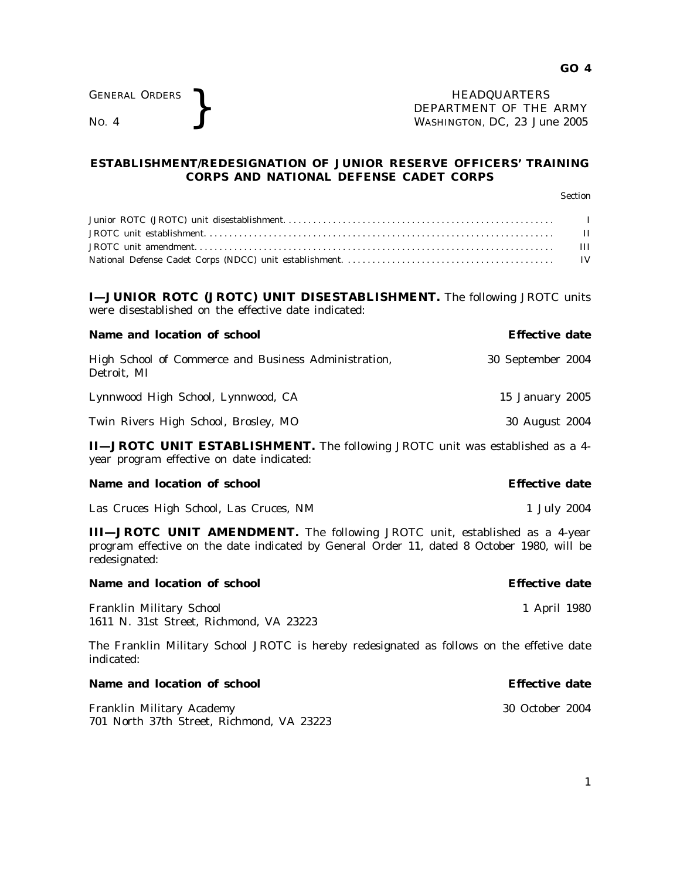GENERAL ORDERS
NO. 4

HEADQUARTERS
DEPARTMENT OF THE ARMY
WASHINGTON, DC, 23 June 2005

# ESTABLISHMENT/REDESIGNATION OF JUNIOR RESERVE OFFICERS' TRAINING CORPS AND NATIONAL DEFENSE CADET CORPS

| | Section |
|---|---|
| Junior ROTC (JROTC) unit disestablishment | I |
| JROTC unit establishment | II |
| JROTC unit amendment | III |
| National Defense Cadet Corps (NDCC) unit establishment | IV |

**I—JUNIOR ROTC (JROTC) UNIT DISESTABLISHMENT.** The following JROTC units were disestablished on the effective date indicated:

| **Name and location of school** | **Effective date** |
|---|---|
| High School of Commerce and Business Administration, Detroit, MI | 30 September 2004 |
| Lynnwood High School, Lynnwood, CA | 15 January 2005 |
| Twin Rivers High School, Brosley, MO | 30 August 2004 |

**II—JROTC UNIT ESTABLISHMENT.** The following JROTC unit was established as a 4-year program effective on date indicated:

| **Name and location of school** | **Effective date** |
|---|---|
| Las Cruces High School, Las Cruces, NM | 1 July 2004 |

**III—JROTC UNIT AMENDMENT.** The following JROTC unit, established as a 4-year program effective on the date indicated by General Order 11, dated 8 October 1980, will be redesignated:

| **Name and location of school** | **Effective date** |
|---|---|
| Franklin Military School<br>1611 N. 31st Street, Richmond, VA 23223 | 1 April 1980 |

The Franklin Military School JROTC is hereby redesignated as follows on the effetive date indicated:

| **Name and location of school** | **Effective date** |
|---|---|
| Franklin Military Academy<br>701 North 37th Street, Richmond, VA 23223 | 30 October 2004 |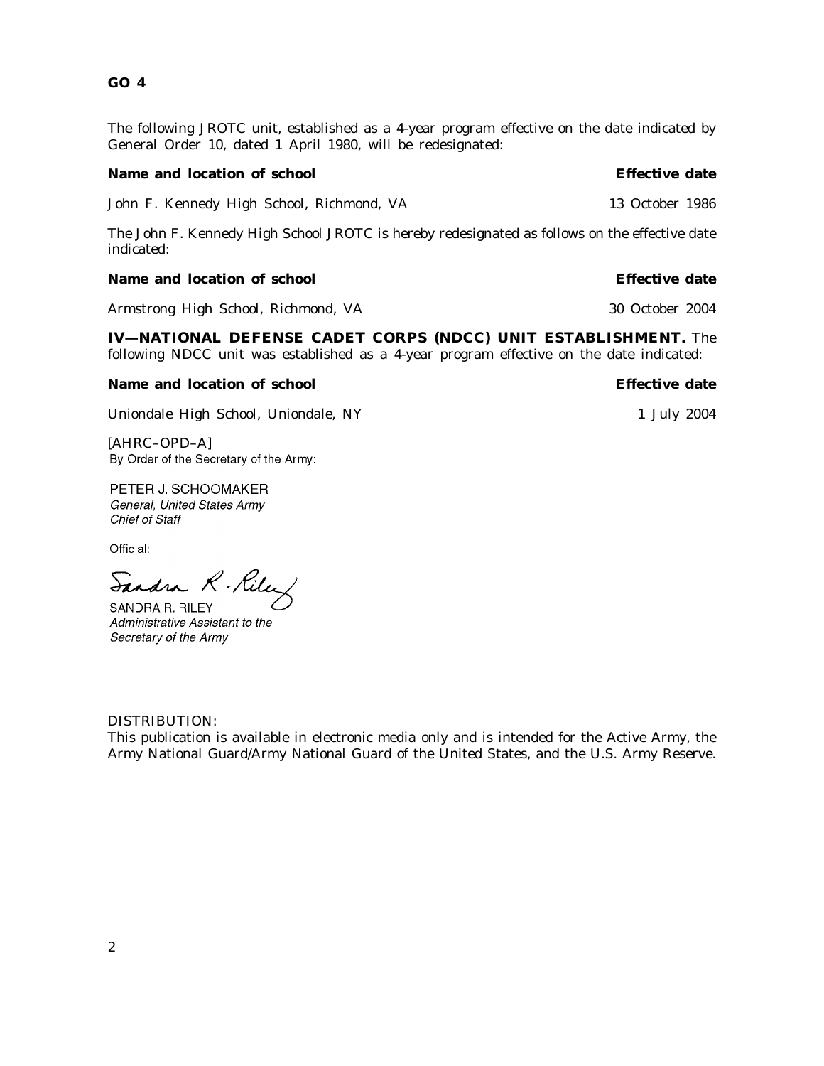**GO 4**

The following JROTC unit, established as a 4-year program effective on the date indicated by General Order 10, dated 1 April 1980, will be redesignated:

| Name and location of school | Effective date |
| --- | --- |
| John F. Kennedy High School, Richmond, VA | 13 October 1986 |

The John F. Kennedy High School JROTC is hereby redesignated as follows on the effective date indicated:

| Name and location of school | Effective date |
| --- | --- |
| Armstrong High School, Richmond, VA | 30 October 2004 |

**IV—NATIONAL DEFENSE CADET CORPS (NDCC) UNIT ESTABLISHMENT.** The following NDCC unit was established as a 4-year program effective on the date indicated:

| Name and location of school | Effective date |
| --- | --- |
| Uniondale High School, Uniondale, NY | 1 July 2004 |

[AHRC–OPD–A]

By Order of the Secretary of the Army:

PETER J. SCHOOMAKER
*General, United States Army*
*Chief of Staff*

Official:

Sandra R. Riley

SANDRA R. RILEY
*Administrative Assistant to the*
*Secretary of the Army*

DISTRIBUTION:
This publication is available in electronic media only and is intended for the Active Army, the Army National Guard/Army National Guard of the United States, and the U.S. Army Reserve.